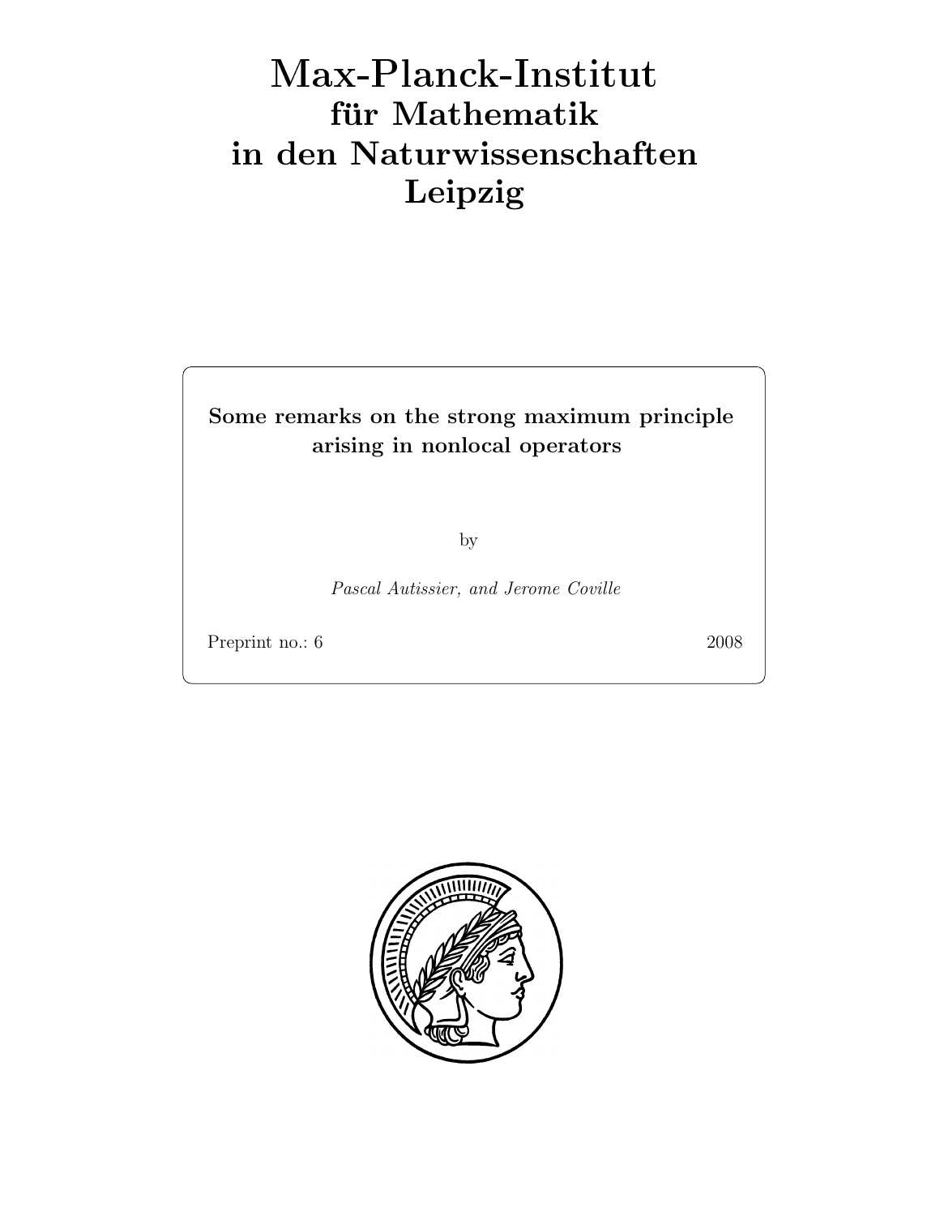# Max-Planck-Institut für Mathematik in den Naturwissenschaften Leipzig

**Some remarks on the strong maximum principle arising in nonlocal operators**

by

*Pascal Autissier, and Jerome Coville*

Preprint no.: 6 2008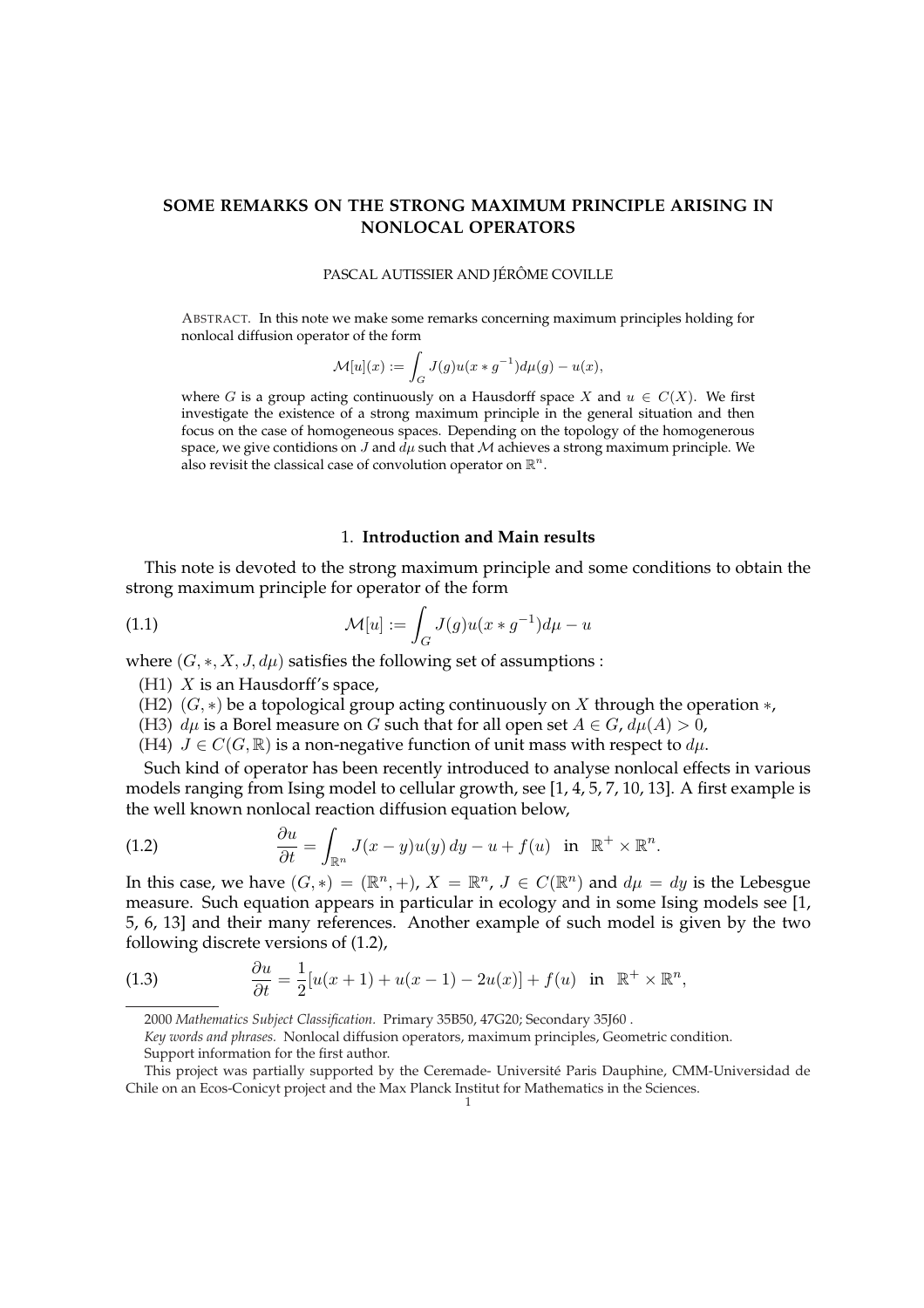# SOME REMARKS ON THE STRONG MAXIMUM PRINCIPLE ARISING IN NONLOCAL OPERATORS

PASCAL AUTISSIER AND JÉRÔME COVILLE

ABSTRACT. In this note we make some remarks concerning maximum principles holding for nonlocal diffusion operator of the form

$$\mathcal{M}[u](x) := \int_G J(g)u(x * g^{-1})d\mu(g) - u(x),$$

where $G$ is a group acting continuously on a Hausdorff space $X$ and $u \in C(X)$. We first investigate the existence of a strong maximum principle in the general situation and then focus on the case of homogeneous spaces. Depending on the topology of the homogenerous space, we give contidions on $J$ and $d\mu$ such that $\mathcal{M}$ achieves a strong maximum principle. We also revisit the classical case of convolution operator on $\mathbb{R}^n$.

## 1. Introduction and Main results

This note is devoted to the strong maximum principle and some conditions to obtain the strong maximum principle for operator of the form

$$\mathcal{M}[u] := \int_G J(g)u(x * g^{-1})d\mu - u \tag{1.1}$$

where $(G, *, X, J, d\mu)$ satisfies the following set of assumptions :

(H1) $X$ is an Hausdorff's space,

(H2) $(G, *)$ be a topological group acting continuously on $X$ through the operation $*$,

(H3) $d\mu$ is a Borel measure on $G$ such that for all open set $A \in G$, $d\mu(A) > 0$,

(H4) $J \in C(G, \mathbb{R})$ is a non-negative function of unit mass with respect to $d\mu$.

Such kind of operator has been recently introduced to analyse nonlocal effects in various models ranging from Ising model to cellular growth, see [1, 4, 5, 7, 10, 13]. A first example is the well known nonlocal reaction diffusion equation below,

$$\frac{\partial u}{\partial t} = \int_{\mathbb{R}^n} J(x-y)u(y)\,dy - u + f(u) \quad \text{in} \quad \mathbb{R}^+ \times \mathbb{R}^n. \tag{1.2}$$

In this case, we have $(G, *) = (\mathbb{R}^n, +)$, $X = \mathbb{R}^n$, $J \in C(\mathbb{R}^n)$ and $d\mu = dy$ is the Lebesgue measure. Such equation appears in particular in ecology and in some Ising models see [1, 5, 6, 13] and their many references. Another example of such model is given by the two following discrete versions of (1.2),

$$\frac{\partial u}{\partial t} = \frac{1}{2}[u(x+1) + u(x-1) - 2u(x)] + f(u) \quad \text{in} \quad \mathbb{R}^+ \times \mathbb{R}^n, \tag{1.3}$$

---

2000 *Mathematics Subject Classification.* Primary 35B50, 47G20; Secondary 35J60 .

*Key words and phrases.* Nonlocal diffusion operators, maximum principles, Geometric condition.

Support information for the first author.

This project was partially supported by the Ceremade- Université Paris Dauphine, CMM-Universidad de Chile on an Ecos-Conicyt project and the Max Planck Institut for Mathematics in the Sciences.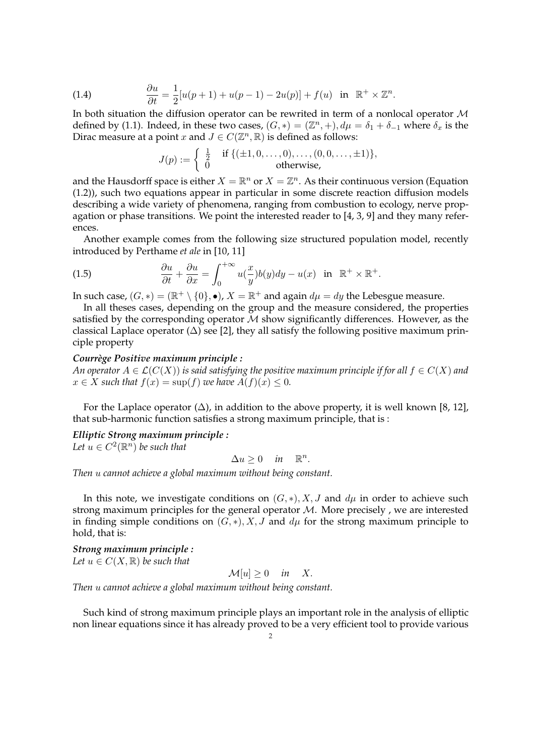$$
\frac{\partial u}{\partial t} = \frac{1}{2}[u(p+1) + u(p-1) - 2u(p)] + f(u) \quad \text{in} \quad \mathbb{R}^+ \times \mathbb{Z}^n. \tag{1.4}
$$

In both situation the diffusion operator can be rewrited in term of a nonlocal operator $\mathcal{M}$ defined by (1.1). Indeed, in these two cases, $(G,*) = (\mathbb{Z}^n, +), d\mu = \delta_1 + \delta_{-1}$ where $\delta_x$ is the Dirac measure at a point $x$ and $J \in C(\mathbb{Z}^n, \mathbb{R})$ is defined as follows:

$$
J(p) := \begin{cases} \frac{1}{2} & \text{if } \{(\pm 1, 0, \ldots, 0), \ldots, (0, 0, \ldots, \pm 1)\}, \\ 0 & \text{otherwise,} \end{cases}
$$

and the Hausdorff space is either $X = \mathbb{R}^n$ or $X = \mathbb{Z}^n$. As their continuous version (Equation (1.2)), such two equations appear in particular in some discrete reaction diffusion models describing a wide variety of phenomena, ranging from combustion to ecology, nerve propagation or phase transitions. We point the interested reader to [4, 3, 9] and they many references.

Another example comes from the following size structured population model, recently introduced by Perthame *et ale* in [10, 11]

$$
\frac{\partial u}{\partial t} + \frac{\partial u}{\partial x} = \int_0^{+\infty} u\left(\frac{x}{y}\right) b(y) dy - u(x) \quad \text{in} \quad \mathbb{R}^+ \times \mathbb{R}^+. \tag{1.5}
$$

In such case, $(G,*) = (\mathbb{R}^+ \setminus \{0\}, \bullet)$, $X = \mathbb{R}^+$ and again $d\mu = dy$ the Lebesgue measure.

In all theses cases, depending on the group and the measure considered, the properties satisfied by the corresponding operator $\mathcal{M}$ show significantly differences. However, as the classical Laplace operator $(\Delta)$ see [2], they all satisfy the following positive maximum principle property

***Courrège Positive maximum principle :***
*An operator $A \in \mathcal{L}(C(X))$ is said satisfying the positive maximum principle if for all $f \in C(X)$ and $x \in X$ such that $f(x) = \sup(f)$ we have $A(f)(x) \leq 0$.*

For the Laplace operator $(\Delta)$, in addition to the above property, it is well known [8, 12], that sub-harmonic function satisfies a strong maximum principle, that is :

***Elliptic Strong maximum principle :***
*Let $u \in C^2(\mathbb{R}^n)$ be such that*

$$
\Delta u \geq 0 \quad in \quad \mathbb{R}^n.
$$

*Then $u$ cannot achieve a global maximum without being constant.*

In this note, we investigate conditions on $(G,*), X, J$ and $d\mu$ in order to achieve such strong maximum principles for the general operator $\mathcal{M}$. More precisely , we are interested in finding simple conditions on $(G,*), X, J$ and $d\mu$ for the strong maximum principle to hold, that is:

***Strong maximum principle :***
*Let $u \in C(X, \mathbb{R})$ be such that*

$$
\mathcal{M}[u] \geq 0 \quad in \quad X.
$$

*Then $u$ cannot achieve a global maximum without being constant.*

Such kind of strong maximum principle plays an important role in the analysis of elliptic non linear equations since it has already proved to be a very efficient tool to provide various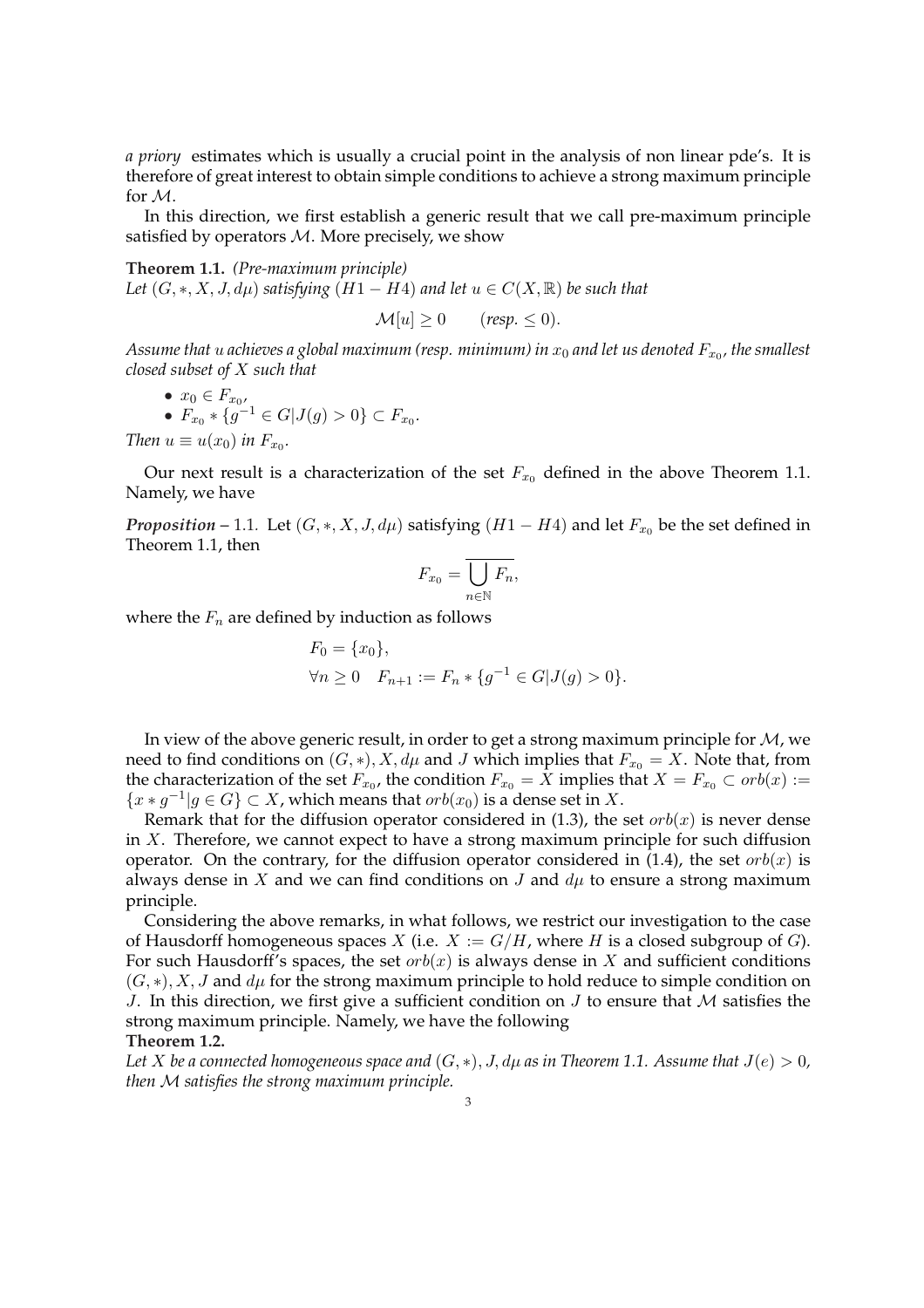*a priory* estimates which is usually a crucial point in the analysis of non linear pde's. It is therefore of great interest to obtain simple conditions to achieve a strong maximum principle for $\mathcal{M}$.

In this direction, we first establish a generic result that we call pre-maximum principle satisfied by operators $\mathcal{M}$. More precisely, we show

**Theorem 1.1.** *(Pre-maximum principle)*
*Let $(G, *, X, J, d\mu)$ satisfying $(H1 - H4)$ and let $u \in C(X, \mathbb{R})$ be such that*

$$\mathcal{M}[u] \geq 0 \qquad (\textit{resp.} \leq 0).$$

*Assume that $u$ achieves a global maximum (resp. minimum) in $x_0$ and let us denoted $F_{x_0}$, the smallest closed subset of $X$ such that*

- $x_0 \in F_{x_0}$,
- $F_{x_0} * \{g^{-1} \in G | J(g) > 0\} \subset F_{x_0}$.

*Then $u \equiv u(x_0)$ in $F_{x_0}$.*

Our next result is a characterization of the set $F_{x_0}$ defined in the above Theorem 1.1. Namely, we have

***Proposition*** – 1.1. Let $(G, *, X, J, d\mu)$ satisfying $(H1 - H4)$ and let $F_{x_0}$ be the set defined in Theorem 1.1, then

$$F_{x_0} = \overline{\bigcup_{n \in \mathbb{N}} F_n},$$

where the $F_n$ are defined by induction as follows

$$F_0 = \{x_0\},$$
$$\forall n \geq 0 \quad F_{n+1} := F_n * \{g^{-1} \in G | J(g) > 0\}.$$

In view of the above generic result, in order to get a strong maximum principle for $\mathcal{M}$, we need to find conditions on $(G, *), X, d\mu$ and $J$ which implies that $F_{x_0} = X$. Note that, from the characterization of the set $F_{x_0}$, the condition $F_{x_0} = X$ implies that $X = F_{x_0} \subset orb(x) := \{x * g^{-1} | g \in G\} \subset X$, which means that $orb(x_0)$ is a dense set in $X$.

Remark that for the diffusion operator considered in (1.3), the set $orb(x)$ is never dense in $X$. Therefore, we cannot expect to have a strong maximum principle for such diffusion operator. On the contrary, for the diffusion operator considered in (1.4), the set $orb(x)$ is always dense in $X$ and we can find conditions on $J$ and $d\mu$ to ensure a strong maximum principle.

Considering the above remarks, in what follows, we restrict our investigation to the case of Hausdorff homogeneous spaces $X$ (i.e. $X := G/H$, where $H$ is a closed subgroup of $G$). For such Hausdorff's spaces, the set $orb(x)$ is always dense in $X$ and sufficient conditions $(G, *), X, J$ and $d\mu$ for the strong maximum principle to hold reduce to simple condition on $J$. In this direction, we first give a sufficient condition on $J$ to ensure that $\mathcal{M}$ satisfies the strong maximum principle. Namely, we have the following

**Theorem 1.2.**
*Let $X$ be a connected homogeneous space and $(G, *), J, d\mu$ as in Theorem 1.1. Assume that $J(e) > 0$, then $\mathcal{M}$ satisfies the strong maximum principle.*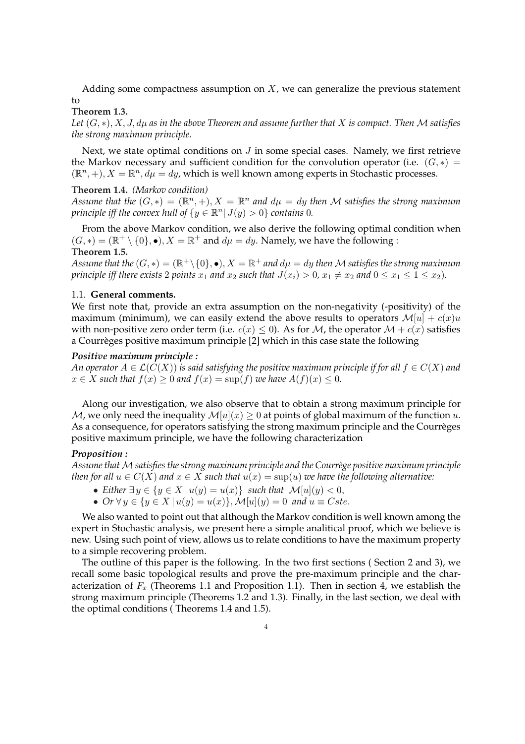Adding some compactness assumption on $X$, we can generalize the previous statement to

**Theorem 1.3.**
*Let $(G,*), X, J, d\mu$ as in the above Theorem and assume further that $X$ is compact. Then $\mathcal{M}$ satisfies the strong maximum principle.*

Next, we state optimal conditions on $J$ in some special cases. Namely, we first retrieve the Markov necessary and sufficient condition for the convolution operator (i.e. $(G,*) = (\mathbb{R}^n, +), X = \mathbb{R}^n, d\mu = dy$, which is well known among experts in Stochastic processes.

**Theorem 1.4.** *(Markov condition)*
*Assume that the $(G,*) = (\mathbb{R}^n, +), X = \mathbb{R}^n$ and $d\mu = dy$ then $\mathcal{M}$ satisfies the strong maximum principle iff the convex hull of $\{y \in \mathbb{R}^n | \, J(y) > 0\}$ contains $0$.*

From the above Markov condition, we also derive the following optimal condition when $(G,*) = (\mathbb{R}^+ \setminus \{0\}, \bullet), X = \mathbb{R}^+$ and $d\mu = dy$. Namely, we have the following :

**Theorem 1.5.**
*Assume that the $(G,*) = (\mathbb{R}^+ \setminus \{0\}, \bullet), X = \mathbb{R}^+$ and $d\mu = dy$ then $\mathcal{M}$ satisfies the strong maximum principle iff there exists $2$ points $x_1$ and $x_2$ such that $J(x_i) > 0$, $x_1 \neq x_2$ and $0 \leq x_1 \leq 1 \leq x_2$).*

## 1.1. General comments.

We first note that, provide an extra assumption on the non-negativity (-positivity) of the maximum (minimum), we can easily extend the above results to operators $\mathcal{M}[u] + c(x)u$ with non-positive zero order term (i.e. $c(x) \leq 0$). As for $\mathcal{M}$, the operator $\mathcal{M} + c(x)$ satisfies a Courrèges positive maximum principle [2] which in this case state the following

***Positive maximum principle :***
*An operator $A \in \mathcal{L}(C(X))$ is said satisfying the positive maximum principle if for all $f \in C(X)$ and $x \in X$ such that $f(x) \geq 0$ and $f(x) = \sup(f)$ we have $A(f)(x) \leq 0$.*

Along our investigation, we also observe that to obtain a strong maximum principle for $\mathcal{M}$, we only need the inequality $\mathcal{M}[u](x) \geq 0$ at points of global maximum of the function $u$. As a consequence, for operators satisfying the strong maximum principle and the Courrèges positive maximum principle, we have the following characterization

***Proposition :***
*Assume that $\mathcal{M}$ satisfies the strong maximum principle and the Courrège positive maximum principle then for all $u \in C(X)$ and $x \in X$ such that $u(x) = \sup(u)$ we have the following alternative:*

- *Either $\exists\, y \in \{y \in X \,|\, u(y) = u(x)\}$ such that $\mathcal{M}[u](y) < 0$,*
- *Or $\forall\, y \in \{y \in X \,|\, u(y) = u(x)\}, \mathcal{M}[u](y) = 0$ and $u \equiv Cste$.*

We also wanted to point out that although the Markov condition is well known among the expert in Stochastic analysis, we present here a simple analitical proof, which we believe is new. Using such point of view, allows us to relate conditions to have the maximum property to a simple recovering problem.

The outline of this paper is the following. In the two first sections ( Section 2 and 3), we recall some basic topological results and prove the pre-maximum principle and the characterization of $F_x$ (Theorems 1.1 and Proposition 1.1). Then in section 4, we establish the strong maximum principle (Theorems 1.2 and 1.3). Finally, in the last section, we deal with the optimal conditions ( Theorems 1.4 and 1.5).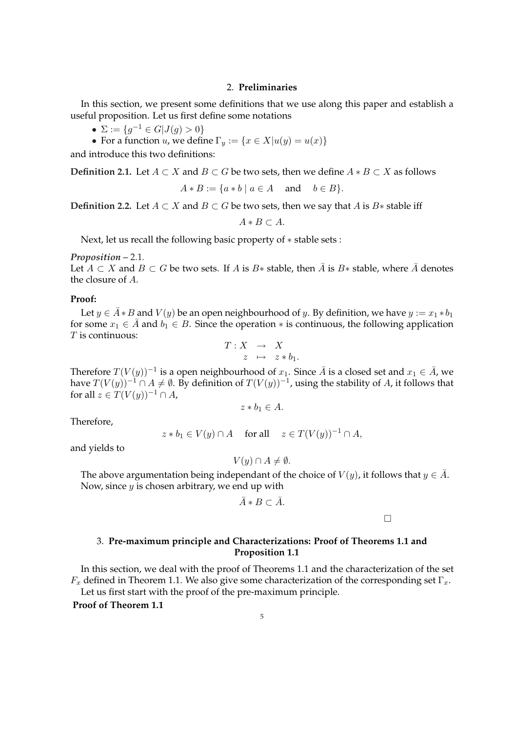## 2. **Preliminaries**

In this section, we present some definitions that we use along this paper and establish a useful proposition. Let us first define some notations

- $\Sigma := \{g^{-1} \in G | J(g) > 0\}$
- For a function $u$, we define $\Gamma_y := \{x \in X | u(y) = u(x)\}$

and introduce this two definitions:

**Definition 2.1.** Let $A \subset X$ and $B \subset G$ be two sets, then we define $A * B \subset X$ as follows

$$A * B := \{a * b \mid a \in A \quad \text{and} \quad b \in B\}.$$

**Definition 2.2.** Let $A \subset X$ and $B \subset G$ be two sets, then we say that $A$ is $B*$ stable iff

$$A * B \subset A.$$

Next, let us recall the following basic property of $*$ stable sets :

***Proposition*** – 2.1.
Let $A \subset X$ and $B \subset G$ be two sets. If $A$ is $B*$ stable, then $\bar{A}$ is $B*$ stable, where $\bar{A}$ denotes the closure of $A$.

**Proof:**

Let $y \in \bar{A} * B$ and $V(y)$ be an open neighbourhood of $y$. By definition, we have $y := x_1 * b_1$ for some $x_1 \in \bar{A}$ and $b_1 \in B$. Since the operation $*$ is continuous, the following application $T$ is continuous:

$$\begin{array}{rcl} T : X & \rightarrow & X \\ z & \mapsto & z * b_1. \end{array}$$

Therefore $T(V(y))^{-1}$ is a open neighbourhood of $x_1$. Since $\bar{A}$ is a closed set and $x_1 \in \bar{A}$, we have $T(V(y))^{-1} \cap A \neq \emptyset$. By definition of $T(V(y))^{-1}$, using the stability of $A$, it follows that for all $z \in T(V(y))^{-1} \cap A$,

$$z * b_1 \in A.$$

Therefore,

$$z * b_1 \in V(y) \cap A \quad \text{for all} \quad z \in T(V(y))^{-1} \cap A,$$

and yields to

$$V(y) \cap A \neq \emptyset.$$

The above argumentation being independant of the choice of $V(y)$, it follows that $y \in \bar{A}$. Now, since $y$ is chosen arbitrary, we end up with

$$\bar{A} * B \subset \bar{A}.$$

□

## 3. **Pre-maximum principle and Characterizations: Proof of Theorems 1.1 and Proposition 1.1**

In this section, we deal with the proof of Theorems 1.1 and the characterization of the set $F_x$ defined in Theorem 1.1. We also give some characterization of the corresponding set $\Gamma_x$.

Let us first start with the proof of the pre-maximum principle.

**Proof of Theorem 1.1**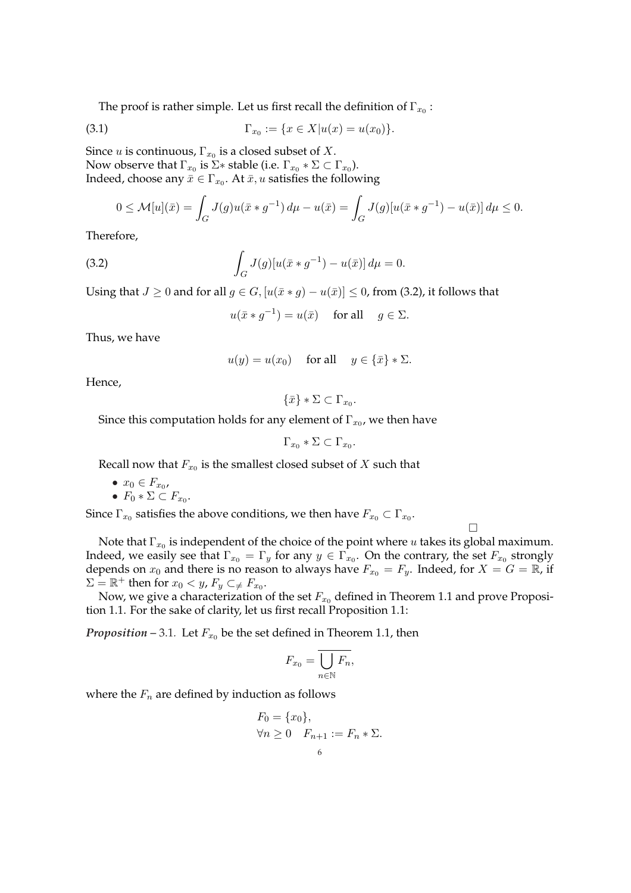The proof is rather simple. Let us first recall the definition of $\Gamma_{x_0}$ :

$$\Gamma_{x_0} := \{x \in X | u(x) = u(x_0)\}. \tag{3.1}$$

Since $u$ is continuous, $\Gamma_{x_0}$ is a closed subset of $X$.
Now observe that $\Gamma_{x_0}$ is $\Sigma*$ stable (i.e. $\Gamma_{x_0} * \Sigma \subset \Gamma_{x_0}$).
Indeed, choose any $\bar{x} \in \Gamma_{x_0}$. At $\bar{x}$, $u$ satisfies the following

$$0 \leq \mathcal{M}[u](\bar{x}) = \int_G J(g) u(\bar{x} * g^{-1})\, d\mu - u(\bar{x}) = \int_G J(g)[u(\bar{x} * g^{-1}) - u(\bar{x})]\, d\mu \leq 0.$$

Therefore,

$$\int_G J(g)[u(\bar{x} * g^{-1}) - u(\bar{x})]\, d\mu = 0. \tag{3.2}$$

Using that $J \geq 0$ and for all $g \in G$, $[u(\bar{x} * g) - u(\bar{x})] \leq 0$, from (3.2), it follows that

$$u(\bar{x} * g^{-1}) = u(\bar{x}) \quad \text{ for all } \quad g \in \Sigma.$$

Thus, we have

$$u(y) = u(x_0) \quad \text{ for all } \quad y \in \{\bar{x}\} * \Sigma.$$

Hence,

$$\{\bar{x}\} * \Sigma \subset \Gamma_{x_0}.$$

Since this computation holds for any element of $\Gamma_{x_0}$, we then have

$$\Gamma_{x_0} * \Sigma \subset \Gamma_{x_0}.$$

Recall now that $F_{x_0}$ is the smallest closed subset of $X$ such that

- $x_0 \in F_{x_0}$,
- $F_0 * \Sigma \subset F_{x_0}$.

Since $\Gamma_{x_0}$ satisfies the above conditions, we then have $F_{x_0} \subset \Gamma_{x_0}$.

□

Note that $\Gamma_{x_0}$ is independent of the choice of the point where $u$ takes its global maximum. Indeed, we easily see that $\Gamma_{x_0} = \Gamma_y$ for any $y \in \Gamma_{x_0}$. On the contrary, the set $F_{x_0}$ strongly depends on $x_0$ and there is no reason to always have $F_{x_0} = F_y$. Indeed, for $X = G = \mathbb{R}$, if $\Sigma = \mathbb{R}^+$ then for $x_0 < y$, $F_y \subsetneq F_{x_0}$.

Now, we give a characterization of the set $F_{x_0}$ defined in Theorem 1.1 and prove Proposition 1.1. For the sake of clarity, let us first recall Proposition 1.1:

***Proposition*** – 3.1. Let $F_{x_0}$ be the set defined in Theorem 1.1, then

$$F_{x_0} = \overline{\bigcup_{n \in \mathbb{N}} F_n},$$

where the $F_n$ are defined by induction as follows

$$F_0 = \{x_0\},$$
$$\forall n \geq 0 \quad F_{n+1} := F_n * \Sigma.$$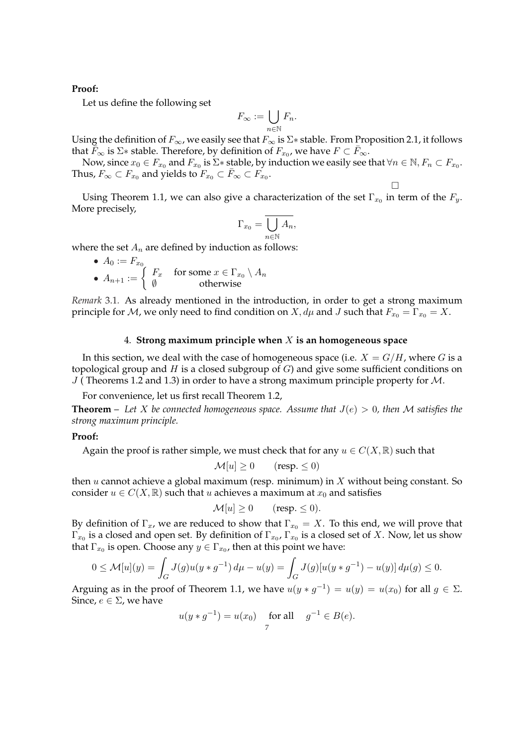**Proof:**

Let us define the following set

$$F_\infty := \bigcup_{n\in\mathbb{N}} F_n.$$

Using the definition of $F_\infty$, we easily see that $F_\infty$ is $\Sigma*$ stable. From Proposition 2.1, it follows that $\bar{F}_\infty$ is $\Sigma*$ stable. Therefore, by definition of $F_{x_0}$, we have $F \subset \bar{F}_\infty$.

Now, since $x_0 \in F_{x_0}$ and $F_{x_0}$ is $\Sigma*$ stable, by induction we easily see that $\forall n \in \mathbb{N}, F_n \subset F_{x_0}$. Thus, $F_\infty \subset F_{x_0}$ and yields to $F_{x_0} \subset \bar{F}_\infty \subset F_{x_0}$.

□

Using Theorem 1.1, we can also give a characterization of the set $\Gamma_{x_0}$ in term of the $F_y$. More precisely,

$$\Gamma_{x_0} = \overline{\bigcup_{n\in\mathbb{N}} A_n},$$

where the set $A_n$ are defined by induction as follows:

- $A_0 := F_{x_0}$
- $A_{n+1} := \begin{cases} F_x & \text{for some } x \in \Gamma_{x_0} \setminus A_n \\ \emptyset & \text{otherwise} \end{cases}$

*Remark* 3.1. As already mentioned in the introduction, in order to get a strong maximum principle for $\mathcal{M}$, we only need to find condition on $X, d\mu$ and $J$ such that $F_{x_0} = \Gamma_{x_0} = X$.

## 4. Strong maximum principle when $X$ is an homogeneous space

In this section, we deal with the case of homogeneous space (i.e. $X = G/H$, where $G$ is a topological group and $H$ is a closed subgroup of $G$) and give some sufficient conditions on $J$ ( Theorems 1.2 and 1.3) in order to have a strong maximum principle property for $\mathcal{M}$.

For convenience, let us first recall Theorem 1.2,

**Theorem** – *Let $X$ be connected homogeneous space. Assume that $J(e) > 0$, then $\mathcal{M}$ satisfies the strong maximum principle.*

**Proof:**

Again the proof is rather simple, we must check that for any $u \in C(X, \mathbb{R})$ such that

$$\mathcal{M}[u] \geq 0 \qquad (\text{resp.} \leq 0)$$

then $u$ cannot achieve a global maximum (resp. minimum) in $X$ without being constant. So consider $u \in C(X, \mathbb{R})$ such that $u$ achieves a maximum at $x_0$ and satisfies

$$\mathcal{M}[u] \geq 0 \qquad (\text{resp.} \leq 0).$$

By definition of $\Gamma_x$, we are reduced to show that $\Gamma_{x_0} = X$. To this end, we will prove that $\Gamma_{x_0}$ is a closed and open set. By definition of $\Gamma_{x_0}$, $\Gamma_{x_0}$ is a closed set of $X$. Now, let us show that $\Gamma_{x_0}$ is open. Choose any $y \in \Gamma_{x_0}$, then at this point we have:

$$0 \leq \mathcal{M}[u](y) = \int_G J(g)u(y * g^{-1})\, d\mu - u(y) = \int_G J(g)[u(y * g^{-1}) - u(y)]\, d\mu(g) \leq 0.$$

Arguing as in the proof of Theorem 1.1, we have $u(y * g^{-1}) = u(y) = u(x_0)$ for all $g \in \Sigma$. Since, $e \in \Sigma$, we have

$$u(y * g^{-1}) = u(x_0) \quad \text{for all} \quad g^{-1} \in B(e).$$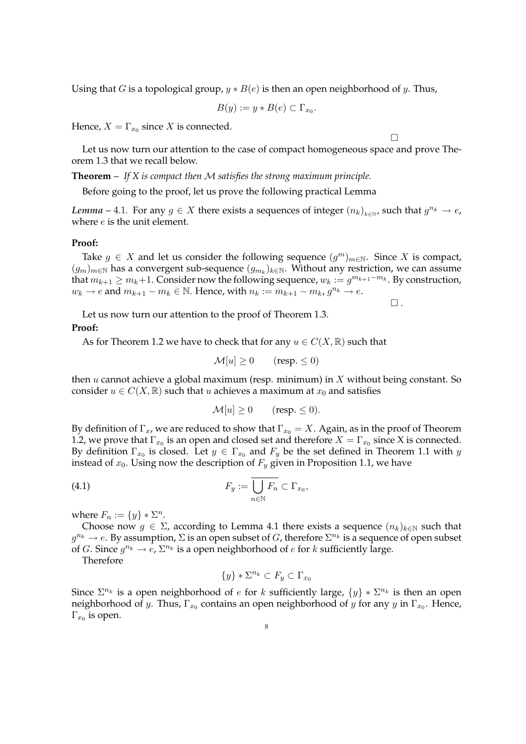Using that $G$ is a topological group, $y * B(e)$ is then an open neighborhood of $y$. Thus,

$$B(y) := y * B(e) \subset \Gamma_{x_0}.$$

Hence, $X = \Gamma_{x_0}$ since $X$ is connected.

□

Let us now turn our attention to the case of compact homogeneous space and prove Theorem 1.3 that we recall below.

**Theorem** – *If X is compact then $\mathcal{M}$ satisfies the strong maximum principle.*

Before going to the proof, let us prove the following practical Lemma

***Lemma*** – 4.1. For any $g \in X$ there exists a sequences of integer $(n_k)_{k\in\mathbb{N}}$, such that $g^{n_k} \to e$, where $e$ is the unit element.

**Proof:**

Take $g \in X$ and let us consider the following sequence $(g^m)_{m\in\mathbb{N}}$. Since $X$ is compact, $(g_m)_{m\in\mathbb{N}}$ has a convergent sub-sequence $(g_{m_k})_{k\in\mathbb{N}}$. Without any restriction, we can assume that $m_{k+1} \geq m_k+1$. Consider now the following sequence, $w_k := g^{m_{k+1}-m_k}$. By construction, $w_k \to e$ and $m_{k+1} - m_k \in \mathbb{N}$. Hence, with $n_k := m_{k+1} - m_k$, $g^{n_k} \to e$.

□ .

Let us now turn our attention to the proof of Theorem 1.3.

**Proof:**

As for Theorem 1.2 we have to check that for any $u \in C(X, \mathbb{R})$ such that

$$\mathcal{M}[u] \geq 0 \qquad (\text{resp.} \leq 0)$$

then $u$ cannot achieve a global maximum (resp. minimum) in $X$ without being constant. So consider $u \in C(X, \mathbb{R})$ such that $u$ achieves a maximum at $x_0$ and satisfies

$$\mathcal{M}[u] \geq 0 \qquad (\text{resp.} \leq 0).$$

By definition of $\Gamma_x$, we are reduced to show that $\Gamma_{x_0} = X$. Again, as in the proof of Theorem 1.2, we prove that $\Gamma_{x_0}$ is an open and closed set and therefore $X = \Gamma_{x_0}$ since X is connected. By definition $\Gamma_{x_0}$ is closed. Let $y \in \Gamma_{x_0}$ and $F_y$ be the set defined in Theorem 1.1 with $y$ instead of $x_0$. Using now the description of $F_y$ given in Proposition 1.1, we have

$$F_y := \overline{\bigcup_{n\in\mathbb{N}} F_n} \subset \Gamma_{x_0}, \tag{4.1}$$

where $F_n := \{y\} * \Sigma^n$.

Choose now $g \in \Sigma$, according to Lemma 4.1 there exists a sequence $(n_k)_{k\in\mathbb{N}}$ such that $g^{n_k} \to e$. By assumption, $\Sigma$ is an open subset of $G$, therefore $\Sigma^{n_k}$ is a sequence of open subset of $G$. Since $g^{n_k} \to e$, $\Sigma^{n_k}$ is a open neighborhood of $e$ for $k$ sufficiently large.

Therefore

$$\{y\} * \Sigma^{n_k} \subset F_y \subset \Gamma_{x_0}$$

Since $\Sigma^{n_k}$ is a open neighborhood of $e$ for $k$ sufficiently large, $\{y\} * \Sigma^{n_k}$ is then an open neighborhood of $y$. Thus, $\Gamma_{x_0}$ contains an open neighborhood of $y$ for any $y$ in $\Gamma_{x_0}$. Hence, $\Gamma_{x_0}$ is open.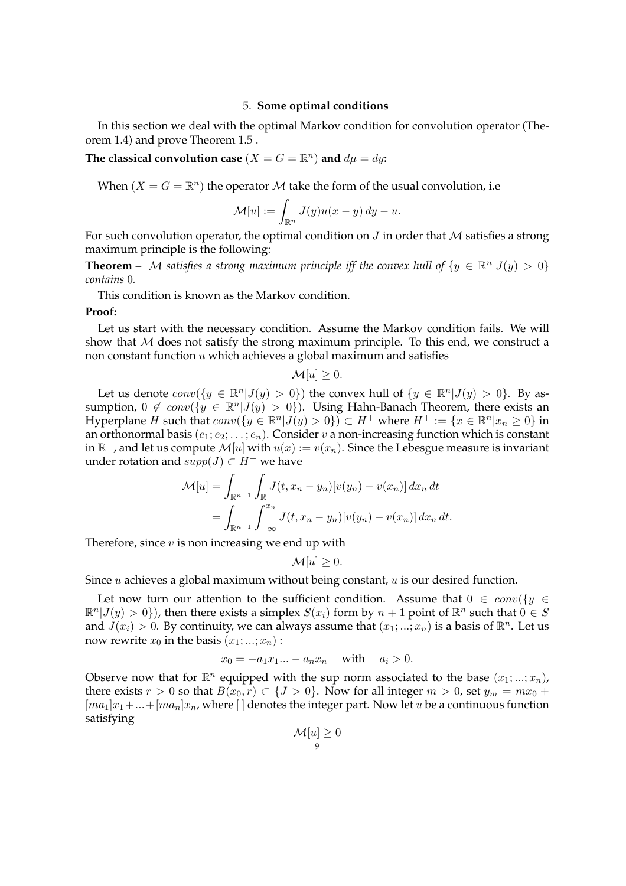## 5. **Some optimal conditions**

In this section we deal with the optimal Markov condition for convolution operator (Theorem 1.4) and prove Theorem 1.5 .

**The classical convolution case** ($X = G = \mathbb{R}^n$) **and** $d\mu = dy$**:**

When ($X = G = \mathbb{R}^n$) the operator $\mathcal{M}$ take the form of the usual convolution, i.e

$$\mathcal{M}[u] := \int_{\mathbb{R}^n} J(y)u(x-y)\,dy - u.$$

For such convolution operator, the optimal condition on $J$ in order that $\mathcal{M}$ satisfies a strong maximum principle is the following:

**Theorem** – *$\mathcal{M}$ satisfies a strong maximum principle iff the convex hull of $\{y \in \mathbb{R}^n | J(y) > 0\}$ contains $0$.*

This condition is known as the Markov condition.

**Proof:**

Let us start with the necessary condition. Assume the Markov condition fails. We will show that $\mathcal{M}$ does not satisfy the strong maximum principle. To this end, we construct a non constant function $u$ which achieves a global maximum and satisfies

$$\mathcal{M}[u] \geq 0.$$

Let us denote $conv(\{y \in \mathbb{R}^n | J(y) > 0\})$ the convex hull of $\{y \in \mathbb{R}^n | J(y) > 0\}$. By assumption, $0 \notin conv(\{y \in \mathbb{R}^n | J(y) > 0\})$. Using Hahn-Banach Theorem, there exists an Hyperplane $H$ such that $conv(\{y \in \mathbb{R}^n | J(y) > 0\}) \subset H^+$ where $H^+ := \{x \in \mathbb{R}^n | x_n \geq 0\}$ in an orthonormal basis $(e_1; e_2; \ldots; e_n)$. Consider $v$ a non-increasing function which is constant in $\mathbb{R}^-$, and let us compute $\mathcal{M}[u]$ with $u(x) := v(x_n)$. Since the Lebesgue measure is invariant under rotation and $supp(J) \subset H^+$ we have

$$\begin{aligned}
\mathcal{M}[u] &= \int_{\mathbb{R}^{n-1}} \int_{\mathbb{R}} J(t, x_n - y_n)[v(y_n) - v(x_n)]\,dx_n\,dt \\
&= \int_{\mathbb{R}^{n-1}} \int_{-\infty}^{x_n} J(t, x_n - y_n)[v(y_n) - v(x_n)]\,dx_n\,dt.
\end{aligned}$$

Therefore, since $v$ is non increasing we end up with

$$\mathcal{M}[u] \geq 0.$$

Since $u$ achieves a global maximum without being constant, $u$ is our desired function.

Let now turn our attention to the sufficient condition. Assume that $0 \in conv(\{y \in \mathbb{R}^n | J(y) > 0\})$, then there exists a simplex $S(x_i)$ form by $n+1$ point of $\mathbb{R}^n$ such that $0 \in S$ and $J(x_i) > 0$. By continuity, we can always assume that $(x_1; \ldots; x_n)$ is a basis of $\mathbb{R}^n$. Let us now rewrite $x_0$ in the basis $(x_1; \ldots; x_n)$ :

$$x_0 = -a_1 x_1 \ldots - a_n x_n \quad \text{with} \quad a_i > 0.$$

Observe now that for $\mathbb{R}^n$ equipped with the sup norm associated to the base $(x_1; \ldots; x_n)$, there exists $r > 0$ so that $B(x_0, r) \subset \{J > 0\}$. Now for all integer $m > 0$, set $y_m = mx_0 + [ma_1]x_1 + \ldots + [ma_n]x_n$, where [ ] denotes the integer part. Now let $u$ be a continuous function satisfying

$$\mathcal{M}[u] \geq 0$$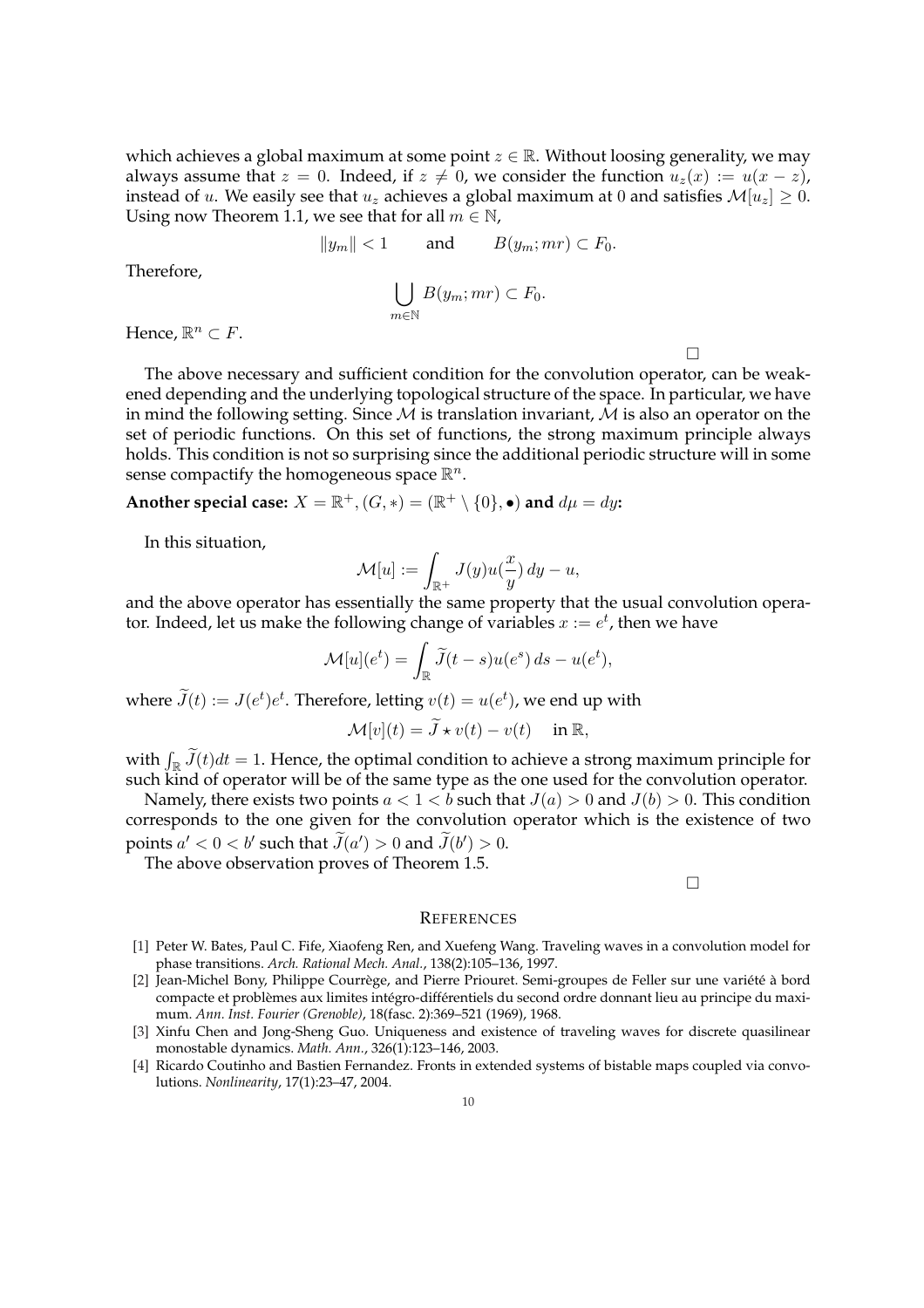which achieves a global maximum at some point $z \in \mathbb{R}$. Without loosing generality, we may always assume that $z = 0$. Indeed, if $z \neq 0$, we consider the function $u_z(x) := u(x - z)$, instead of $u$. We easily see that $u_z$ achieves a global maximum at 0 and satisfies $\mathcal{M}[u_z] \geq 0$. Using now Theorem 1.1, we see that for all $m \in \mathbb{N}$,

$$\|y_m\| < 1 \qquad \text{and} \qquad B(y_m; mr) \subset F_0.$$

Therefore,

$$\bigcup_{m \in \mathbb{N}} B(y_m; mr) \subset F_0.$$

Hence, $\mathbb{R}^n \subset F$.

□

The above necessary and sufficient condition for the convolution operator, can be weakened depending and the underlying topological structure of the space. In particular, we have in mind the following setting. Since $\mathcal{M}$ is translation invariant, $\mathcal{M}$ is also an operator on the set of periodic functions. On this set of functions, the strong maximum principle always holds. This condition is not so surprising since the additional periodic structure will in some sense compactify the homogeneous space $\mathbb{R}^n$.

**Another special case:** $X = \mathbb{R}^+, (G, *) = (\mathbb{R}^+ \setminus \{0\}, \bullet)$ **and** $d\mu = dy$**:**

In this situation,

$$\mathcal{M}[u] := \int_{\mathbb{R}^+} J(y) u(\frac{x}{y})\, dy - u,$$

and the above operator has essentially the same property that the usual convolution operator. Indeed, let us make the following change of variables $x := e^t$, then we have

$$\mathcal{M}[u](e^t) = \int_{\mathbb{R}} \widetilde{J}(t - s) u(e^s)\, ds - u(e^t),$$

where $\widetilde{J}(t) := J(e^t)e^t$. Therefore, letting $v(t) = u(e^t)$, we end up with

$$\mathcal{M}[v](t) = \widetilde{J} \star v(t) - v(t) \quad \text{ in } \mathbb{R},$$

with $\int_{\mathbb{R}} \widetilde{J}(t)dt = 1$. Hence, the optimal condition to achieve a strong maximum principle for such kind of operator will be of the same type as the one used for the convolution operator.

Namely, there exists two points $a < 1 < b$ such that $J(a) > 0$ and $J(b) > 0$. This condition corresponds to the one given for the convolution operator which is the existence of two points $a' < 0 < b'$ such that $\widetilde{J}(a') > 0$ and $\widetilde{J}(b') > 0$.

The above observation proves of Theorem 1.5.

□

## References

[1] Peter W. Bates, Paul C. Fife, Xiaofeng Ren, and Xuefeng Wang. Traveling waves in a convolution model for phase transitions. *Arch. Rational Mech. Anal.*, 138(2):105–136, 1997.

[2] Jean-Michel Bony, Philippe Courrège, and Pierre Priouret. Semi-groupes de Feller sur une variété à bord compacte et problèmes aux limites intégro-différentiels du second ordre donnant lieu au principe du maximum. *Ann. Inst. Fourier (Grenoble)*, 18(fasc. 2):369–521 (1969), 1968.

[3] Xinfu Chen and Jong-Sheng Guo. Uniqueness and existence of traveling waves for discrete quasilinear monostable dynamics. *Math. Ann.*, 326(1):123–146, 2003.

[4] Ricardo Coutinho and Bastien Fernandez. Fronts in extended systems of bistable maps coupled via convolutions. *Nonlinearity*, 17(1):23–47, 2004.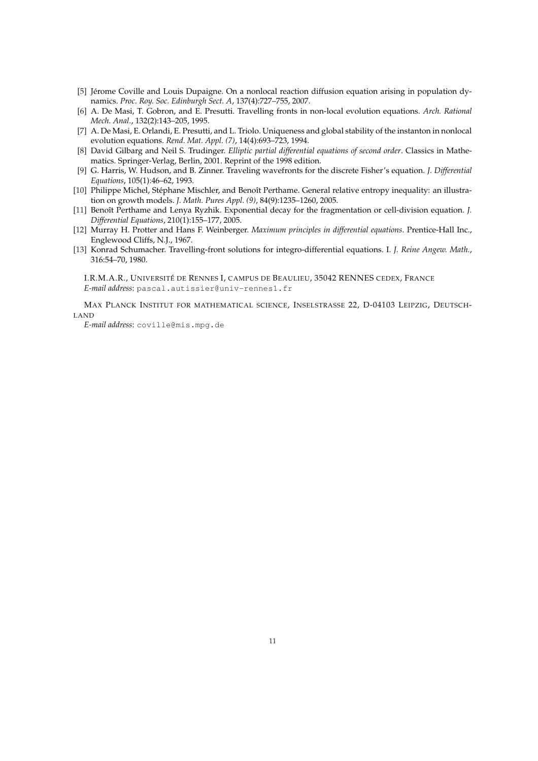[5] Jérome Coville and Louis Dupaigne. On a nonlocal reaction diffusion equation arising in population dynamics. *Proc. Roy. Soc. Edinburgh Sect. A*, 137(4):727–755, 2007.

[6] A. De Masi, T. Gobron, and E. Presutti. Travelling fronts in non-local evolution equations. *Arch. Rational Mech. Anal.*, 132(2):143–205, 1995.

[7] A. De Masi, E. Orlandi, E. Presutti, and L. Triolo. Uniqueness and global stability of the instanton in nonlocal evolution equations. *Rend. Mat. Appl. (7)*, 14(4):693–723, 1994.

[8] David Gilbarg and Neil S. Trudinger. *Elliptic partial differential equations of second order*. Classics in Mathematics. Springer-Verlag, Berlin, 2001. Reprint of the 1998 edition.

[9] G. Harris, W. Hudson, and B. Zinner. Traveling wavefronts for the discrete Fisher's equation. *J. Differential Equations*, 105(1):46–62, 1993.

[10] Philippe Michel, Stéphane Mischler, and Benoît Perthame. General relative entropy inequality: an illustration on growth models. *J. Math. Pures Appl. (9)*, 84(9):1235–1260, 2005.

[11] Benoît Perthame and Lenya Ryzhik. Exponential decay for the fragmentation or cell-division equation. *J. Differential Equations*, 210(1):155–177, 2005.

[12] Murray H. Protter and Hans F. Weinberger. *Maximum principles in differential equations*. Prentice-Hall Inc., Englewood Cliffs, N.J., 1967.

[13] Konrad Schumacher. Travelling-front solutions for integro-differential equations. I. *J. Reine Angew. Math.*, 316:54–70, 1980.

I.R.M.A.R., UNIVERSITÉ DE RENNES I, CAMPUS DE BEAULIEU, 35042 RENNES CEDEX, FRANCE
*E-mail address*: pascal.autissier@univ-rennes1.fr

MAX PLANCK INSTITUT FOR MATHEMATICAL SCIENCE, INSELSTRASSE 22, D-04103 LEIPZIG, DEUTSCHLAND
*E-mail address*: coville@mis.mpg.de